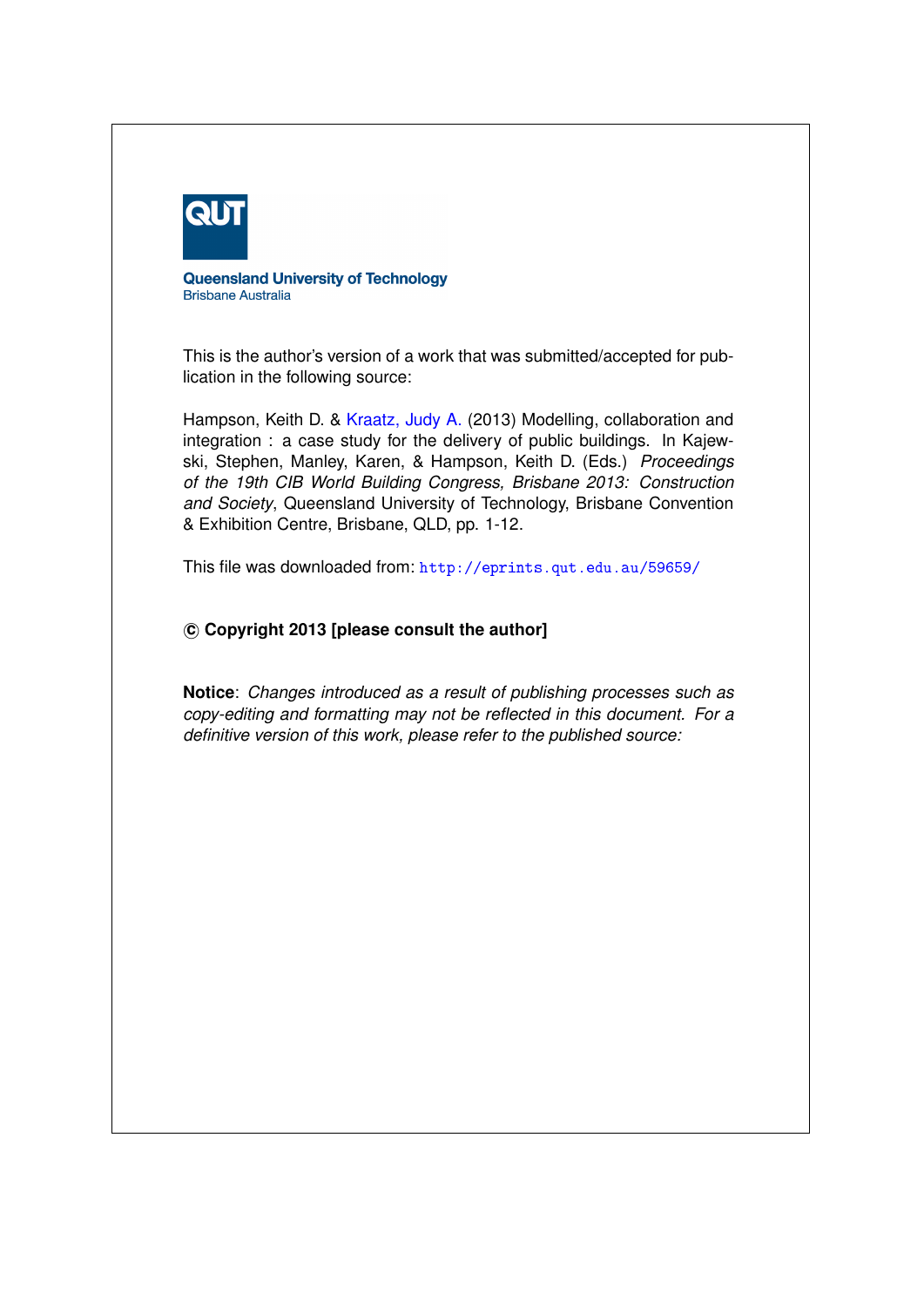**QUT**

**Queensland University of Technology**
Brisbane Australia

This is the author's version of a work that was submitted/accepted for publication in the following source:

Hampson, Keith D. & Kraatz, Judy A. (2013) Modelling, collaboration and integration : a case study for the delivery of public buildings. In Kajewski, Stephen, Manley, Karen, & Hampson, Keith D. (Eds.) *Proceedings of the 19th CIB World Building Congress, Brisbane 2013: Construction and Society*, Queensland University of Technology, Brisbane Convention & Exhibition Centre, Brisbane, QLD, pp. 1-12.

This file was downloaded from: `http://eprints.qut.edu.au/59659/`

**© Copyright 2013 [please consult the author]**

**Notice**: *Changes introduced as a result of publishing processes such as copy-editing and formatting may not be reflected in this document. For a definitive version of this work, please refer to the published source:*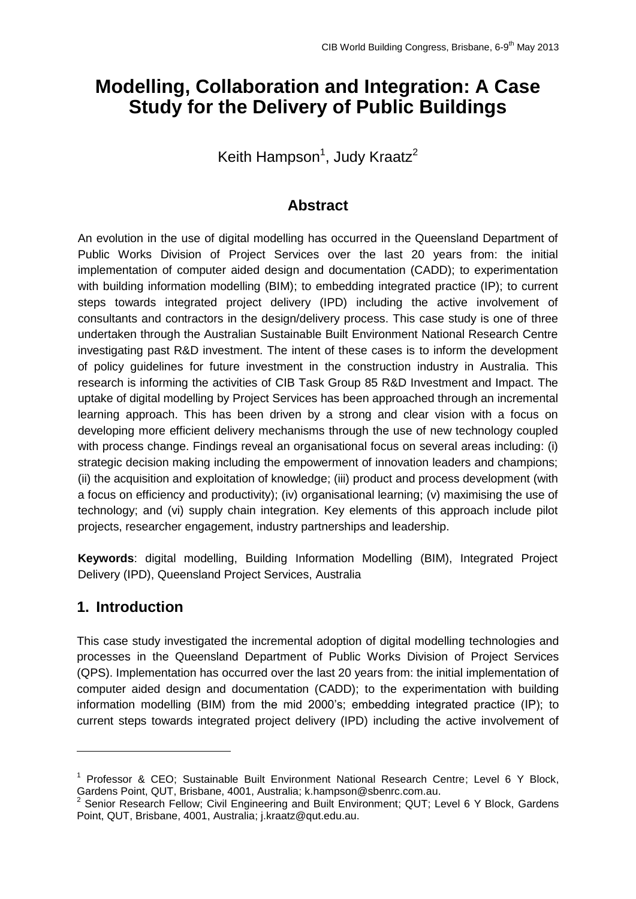# Modelling, Collaboration and Integration: A Case Study for the Delivery of Public Buildings

Keith Hampson[1], Judy Kraatz[2]

## Abstract

An evolution in the use of digital modelling has occurred in the Queensland Department of Public Works Division of Project Services over the last 20 years from: the initial implementation of computer aided design and documentation (CADD); to experimentation with building information modelling (BIM); to embedding integrated practice (IP); to current steps towards integrated project delivery (IPD) including the active involvement of consultants and contractors in the design/delivery process. This case study is one of three undertaken through the Australian Sustainable Built Environment National Research Centre investigating past R&D investment. The intent of these cases is to inform the development of policy guidelines for future investment in the construction industry in Australia. This research is informing the activities of CIB Task Group 85 R&D Investment and Impact. The uptake of digital modelling by Project Services has been approached through an incremental learning approach. This has been driven by a strong and clear vision with a focus on developing more efficient delivery mechanisms through the use of new technology coupled with process change. Findings reveal an organisational focus on several areas including: (i) strategic decision making including the empowerment of innovation leaders and champions; (ii) the acquisition and exploitation of knowledge; (iii) product and process development (with a focus on efficiency and productivity); (iv) organisational learning; (v) maximising the use of technology; and (vi) supply chain integration. Key elements of this approach include pilot projects, researcher engagement, industry partnerships and leadership.

**Keywords**: digital modelling, Building Information Modelling (BIM), Integrated Project Delivery (IPD), Queensland Project Services, Australia

## 1. Introduction

This case study investigated the incremental adoption of digital modelling technologies and processes in the Queensland Department of Public Works Division of Project Services (QPS). Implementation has occurred over the last 20 years from: the initial implementation of computer aided design and documentation (CADD); to the experimentation with building information modelling (BIM) from the mid 2000's; embedding integrated practice (IP); to current steps towards integrated project delivery (IPD) including the active involvement of

[1] Professor & CEO; Sustainable Built Environment National Research Centre; Level 6 Y Block, Gardens Point, QUT, Brisbane, 4001, Australia; k.hampson@sbenrc.com.au.

[2] Senior Research Fellow; Civil Engineering and Built Environment; QUT; Level 6 Y Block, Gardens Point, QUT, Brisbane, 4001, Australia; j.kraatz@qut.edu.au.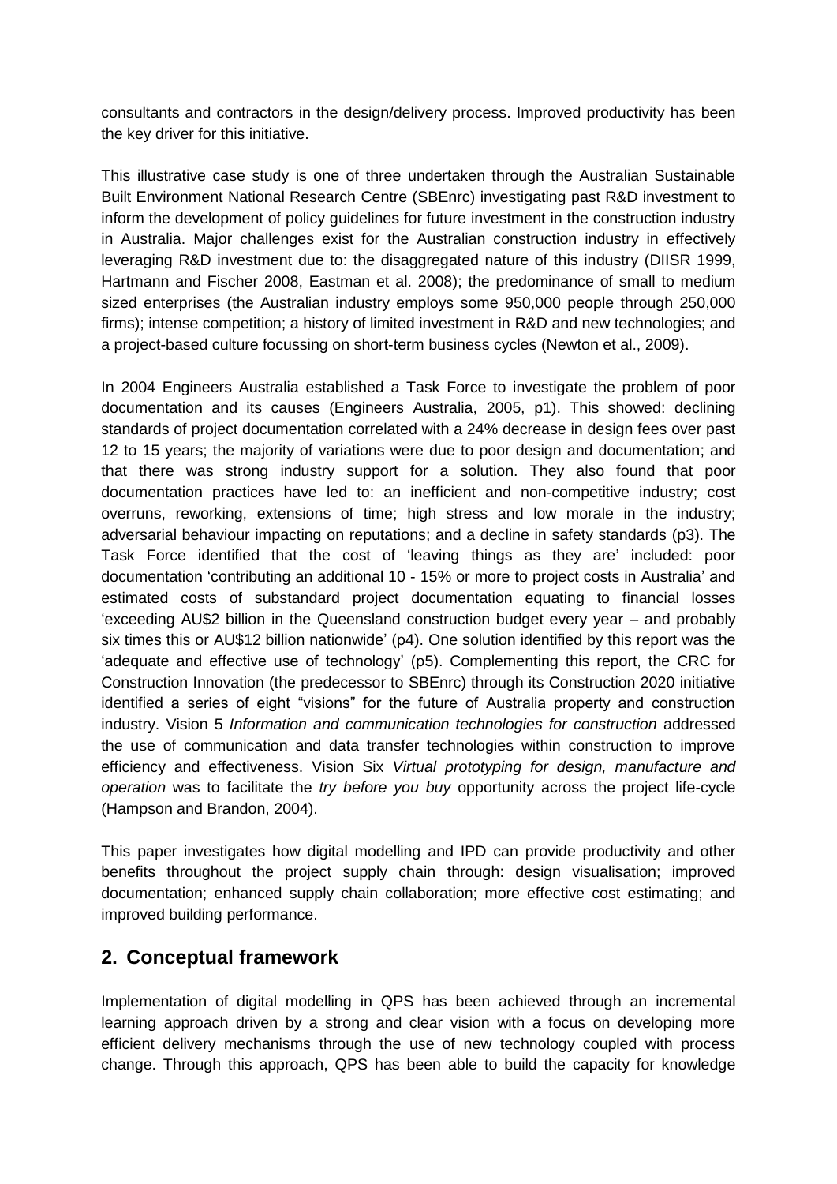consultants and contractors in the design/delivery process. Improved productivity has been the key driver for this initiative.

This illustrative case study is one of three undertaken through the Australian Sustainable Built Environment National Research Centre (SBEnrc) investigating past R&D investment to inform the development of policy guidelines for future investment in the construction industry in Australia. Major challenges exist for the Australian construction industry in effectively leveraging R&D investment due to: the disaggregated nature of this industry (DIISR 1999, Hartmann and Fischer 2008, Eastman et al. 2008); the predominance of small to medium sized enterprises (the Australian industry employs some 950,000 people through 250,000 firms); intense competition; a history of limited investment in R&D and new technologies; and a project-based culture focussing on short-term business cycles (Newton et al., 2009).

In 2004 Engineers Australia established a Task Force to investigate the problem of poor documentation and its causes (Engineers Australia, 2005, p1). This showed: declining standards of project documentation correlated with a 24% decrease in design fees over past 12 to 15 years; the majority of variations were due to poor design and documentation; and that there was strong industry support for a solution. They also found that poor documentation practices have led to: an inefficient and non-competitive industry; cost overruns, reworking, extensions of time; high stress and low morale in the industry; adversarial behaviour impacting on reputations; and a decline in safety standards (p3). The Task Force identified that the cost of 'leaving things as they are' included: poor documentation 'contributing an additional 10 - 15% or more to project costs in Australia' and estimated costs of substandard project documentation equating to financial losses 'exceeding AU$2 billion in the Queensland construction budget every year – and probably six times this or AU$12 billion nationwide' (p4). One solution identified by this report was the 'adequate and effective use of technology' (p5). Complementing this report, the CRC for Construction Innovation (the predecessor to SBEnrc) through its Construction 2020 initiative identified a series of eight "visions" for the future of Australia property and construction industry. Vision 5 *Information and communication technologies for construction* addressed the use of communication and data transfer technologies within construction to improve efficiency and effectiveness. Vision Six *Virtual prototyping for design, manufacture and operation* was to facilitate the *try before you buy* opportunity across the project life-cycle (Hampson and Brandon, 2004).

This paper investigates how digital modelling and IPD can provide productivity and other benefits throughout the project supply chain through: design visualisation; improved documentation; enhanced supply chain collaboration; more effective cost estimating; and improved building performance.

## 2. Conceptual framework

Implementation of digital modelling in QPS has been achieved through an incremental learning approach driven by a strong and clear vision with a focus on developing more efficient delivery mechanisms through the use of new technology coupled with process change. Through this approach, QPS has been able to build the capacity for knowledge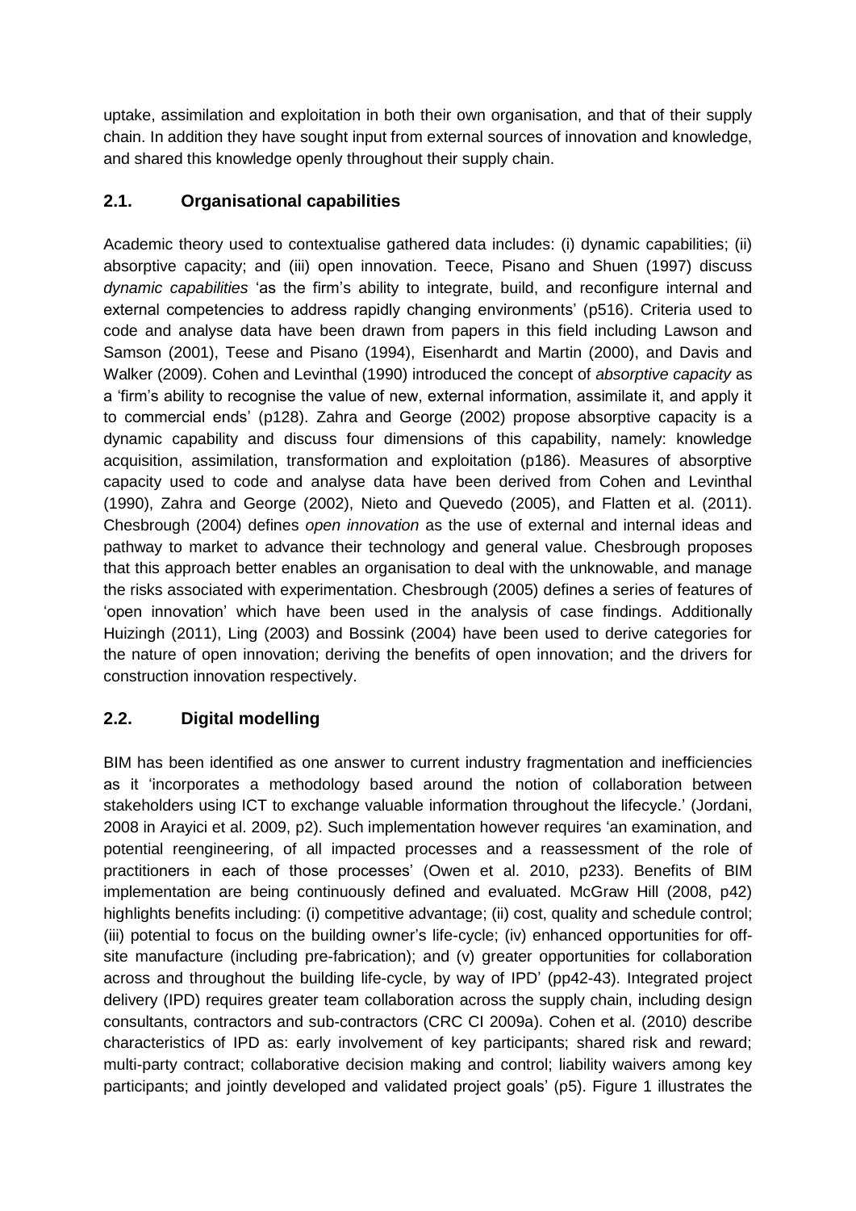uptake, assimilation and exploitation in both their own organisation, and that of their supply chain. In addition they have sought input from external sources of innovation and knowledge, and shared this knowledge openly throughout their supply chain.

## 2.1. Organisational capabilities

Academic theory used to contextualise gathered data includes: (i) dynamic capabilities; (ii) absorptive capacity; and (iii) open innovation. Teece, Pisano and Shuen (1997) discuss *dynamic capabilities* 'as the firm's ability to integrate, build, and reconfigure internal and external competencies to address rapidly changing environments' (p516). Criteria used to code and analyse data have been drawn from papers in this field including Lawson and Samson (2001), Teese and Pisano (1994), Eisenhardt and Martin (2000), and Davis and Walker (2009). Cohen and Levinthal (1990) introduced the concept of *absorptive capacity* as a 'firm's ability to recognise the value of new, external information, assimilate it, and apply it to commercial ends' (p128). Zahra and George (2002) propose absorptive capacity is a dynamic capability and discuss four dimensions of this capability, namely: knowledge acquisition, assimilation, transformation and exploitation (p186). Measures of absorptive capacity used to code and analyse data have been derived from Cohen and Levinthal (1990), Zahra and George (2002), Nieto and Quevedo (2005), and Flatten et al. (2011). Chesbrough (2004) defines *open innovation* as the use of external and internal ideas and pathway to market to advance their technology and general value. Chesbrough proposes that this approach better enables an organisation to deal with the unknowable, and manage the risks associated with experimentation. Chesbrough (2005) defines a series of features of 'open innovation' which have been used in the analysis of case findings. Additionally Huizingh (2011), Ling (2003) and Bossink (2004) have been used to derive categories for the nature of open innovation; deriving the benefits of open innovation; and the drivers for construction innovation respectively.

## 2.2. Digital modelling

BIM has been identified as one answer to current industry fragmentation and inefficiencies as it 'incorporates a methodology based around the notion of collaboration between stakeholders using ICT to exchange valuable information throughout the lifecycle.' (Jordani, 2008 in Arayici et al. 2009, p2). Such implementation however requires 'an examination, and potential reengineering, of all impacted processes and a reassessment of the role of practitioners in each of those processes' (Owen et al. 2010, p233). Benefits of BIM implementation are being continuously defined and evaluated. McGraw Hill (2008, p42) highlights benefits including: (i) competitive advantage; (ii) cost, quality and schedule control; (iii) potential to focus on the building owner's life-cycle; (iv) enhanced opportunities for off-site manufacture (including pre-fabrication); and (v) greater opportunities for collaboration across and throughout the building life-cycle, by way of IPD' (pp42-43). Integrated project delivery (IPD) requires greater team collaboration across the supply chain, including design consultants, contractors and sub-contractors (CRC CI 2009a). Cohen et al. (2010) describe characteristics of IPD as: early involvement of key participants; shared risk and reward; multi-party contract; collaborative decision making and control; liability waivers among key participants; and jointly developed and validated project goals' (p5). Figure 1 illustrates the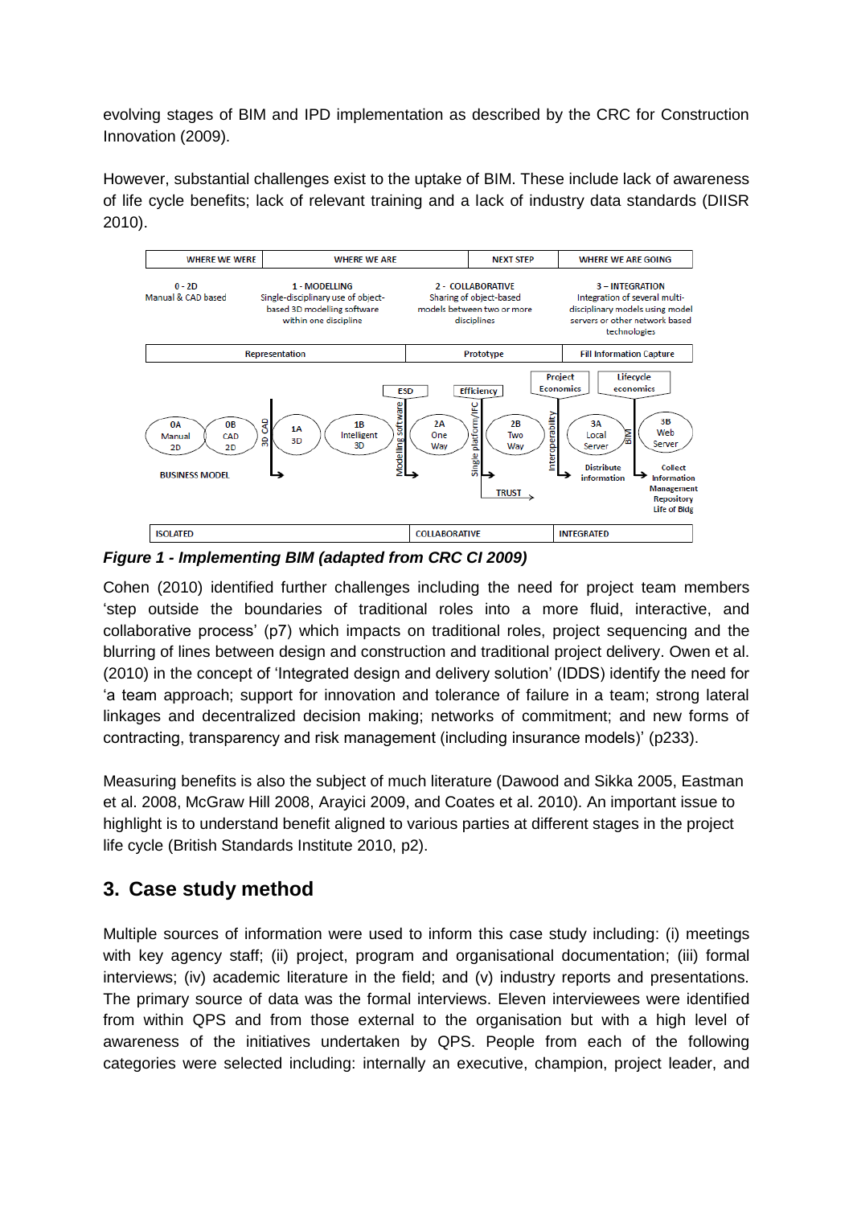evolving stages of BIM and IPD implementation as described by the CRC for Construction Innovation (2009).

However, substantial challenges exist to the uptake of BIM. These include lack of awareness of life cycle benefits; lack of relevant training and a lack of industry data standards (DIISR 2010).

*Figure 1 - Implementing BIM (adapted from CRC CI 2009)*

Cohen (2010) identified further challenges including the need for project team members 'step outside the boundaries of traditional roles into a more fluid, interactive, and collaborative process' (p7) which impacts on traditional roles, project sequencing and the blurring of lines between design and construction and traditional project delivery. Owen et al. (2010) in the concept of 'Integrated design and delivery solution' (IDDS) identify the need for 'a team approach; support for innovation and tolerance of failure in a team; strong lateral linkages and decentralized decision making; networks of commitment; and new forms of contracting, transparency and risk management (including insurance models)' (p233).

Measuring benefits is also the subject of much literature (Dawood and Sikka 2005, Eastman et al. 2008, McGraw Hill 2008, Arayici 2009, and Coates et al. 2010). An important issue to highlight is to understand benefit aligned to various parties at different stages in the project life cycle (British Standards Institute 2010, p2).

## 3. Case study method

Multiple sources of information were used to inform this case study including: (i) meetings with key agency staff; (ii) project, program and organisational documentation; (iii) formal interviews; (iv) academic literature in the field; and (v) industry reports and presentations. The primary source of data was the formal interviews. Eleven interviewees were identified from within QPS and from those external to the organisation but with a high level of awareness of the initiatives undertaken by QPS. People from each of the following categories were selected including: internally an executive, champion, project leader, and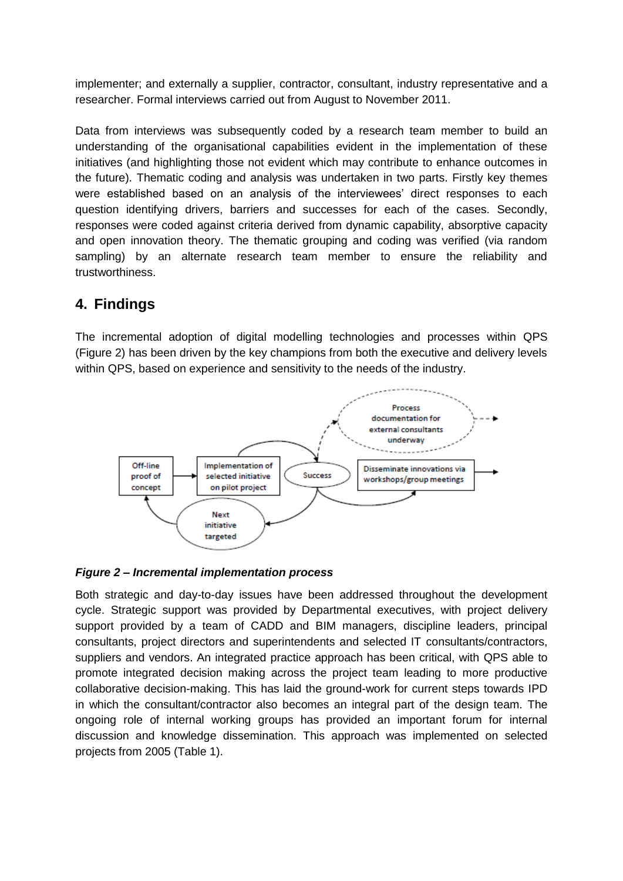implementer; and externally a supplier, contractor, consultant, industry representative and a researcher. Formal interviews carried out from August to November 2011.

Data from interviews was subsequently coded by a research team member to build an understanding of the organisational capabilities evident in the implementation of these initiatives (and highlighting those not evident which may contribute to enhance outcomes in the future). Thematic coding and analysis was undertaken in two parts. Firstly key themes were established based on an analysis of the interviewees' direct responses to each question identifying drivers, barriers and successes for each of the cases. Secondly, responses were coded against criteria derived from dynamic capability, absorptive capacity and open innovation theory. The thematic grouping and coding was verified (via random sampling) by an alternate research team member to ensure the reliability and trustworthiness.

## 4. Findings

The incremental adoption of digital modelling technologies and processes within QPS (Figure 2) has been driven by the key champions from both the executive and delivery levels within QPS, based on experience and sensitivity to the needs of the industry.

***Figure 2 – Incremental implementation process***

Both strategic and day-to-day issues have been addressed throughout the development cycle. Strategic support was provided by Departmental executives, with project delivery support provided by a team of CADD and BIM managers, discipline leaders, principal consultants, project directors and superintendents and selected IT consultants/contractors, suppliers and vendors. An integrated practice approach has been critical, with QPS able to promote integrated decision making across the project team leading to more productive collaborative decision-making. This has laid the ground-work for current steps towards IPD in which the consultant/contractor also becomes an integral part of the design team. The ongoing role of internal working groups has provided an important forum for internal discussion and knowledge dissemination. This approach was implemented on selected projects from 2005 (Table 1).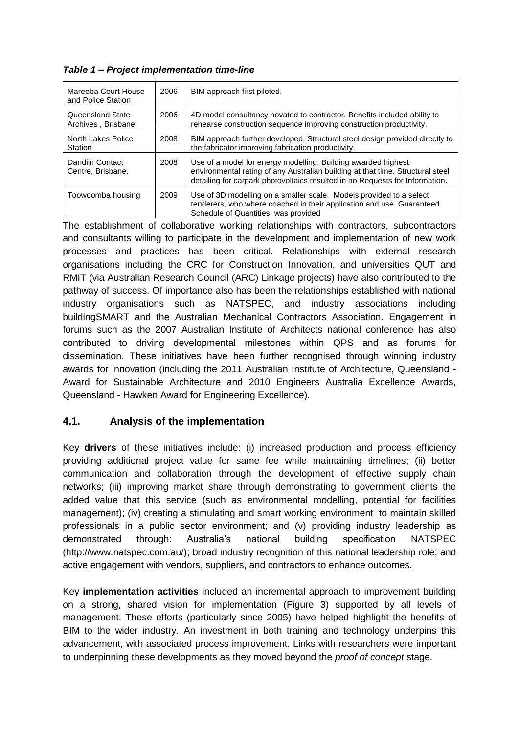***Table 1 – Project implementation time-line***

| Mareeba Court House and Police Station | 2006 | BIM approach first piloted. |
|---|---|---|
| Queensland State Archives , Brisbane | 2006 | 4D model consultancy novated to contractor. Benefits included ability to rehearse construction sequence improving construction productivity. |
| North Lakes Police Station | 2008 | BIM approach further developed. Structural steel design provided directly to the fabricator improving fabrication productivity. |
| Dandiiri Contact Centre, Brisbane. | 2008 | Use of a model for energy modelling. Building awarded highest environmental rating of any Australian building at that time. Structural steel detailing for carpark photovoltaics resulted in no Requests for Information. |
| Toowoomba housing | 2009 | Use of 3D modelling on a smaller scale. Models provided to a select tenderers, who where coached in their application and use. Guaranteed Schedule of Quantities was provided |

The establishment of collaborative working relationships with contractors, subcontractors and consultants willing to participate in the development and implementation of new work processes and practices has been critical. Relationships with external research organisations including the CRC for Construction Innovation, and universities QUT and RMIT (via Australian Research Council (ARC) Linkage projects) have also contributed to the pathway of success. Of importance also has been the relationships established with national industry organisations such as NATSPEC, and industry associations including buildingSMART and the Australian Mechanical Contractors Association. Engagement in forums such as the 2007 Australian Institute of Architects national conference has also contributed to driving developmental milestones within QPS and as forums for dissemination. These initiatives have been further recognised through winning industry awards for innovation (including the 2011 Australian Institute of Architecture, Queensland - Award for Sustainable Architecture and 2010 Engineers Australia Excellence Awards, Queensland - Hawken Award for Engineering Excellence).

## 4.1. Analysis of the implementation

Key **drivers** of these initiatives include: (i) increased production and process efficiency providing additional project value for same fee while maintaining timelines; (ii) better communication and collaboration through the development of effective supply chain networks; (iii) improving market share through demonstrating to government clients the added value that this service (such as environmental modelling, potential for facilities management); (iv) creating a stimulating and smart working environment to maintain skilled professionals in a public sector environment; and (v) providing industry leadership as demonstrated through: Australia's national building specification NATSPEC (http://www.natspec.com.au/); broad industry recognition of this national leadership role; and active engagement with vendors, suppliers, and contractors to enhance outcomes.

Key **implementation activities** included an incremental approach to improvement building on a strong, shared vision for implementation (Figure 3) supported by all levels of management. These efforts (particularly since 2005) have helped highlight the benefits of BIM to the wider industry. An investment in both training and technology underpins this advancement, with associated process improvement. Links with researchers were important to underpinning these developments as they moved beyond the *proof of concept* stage.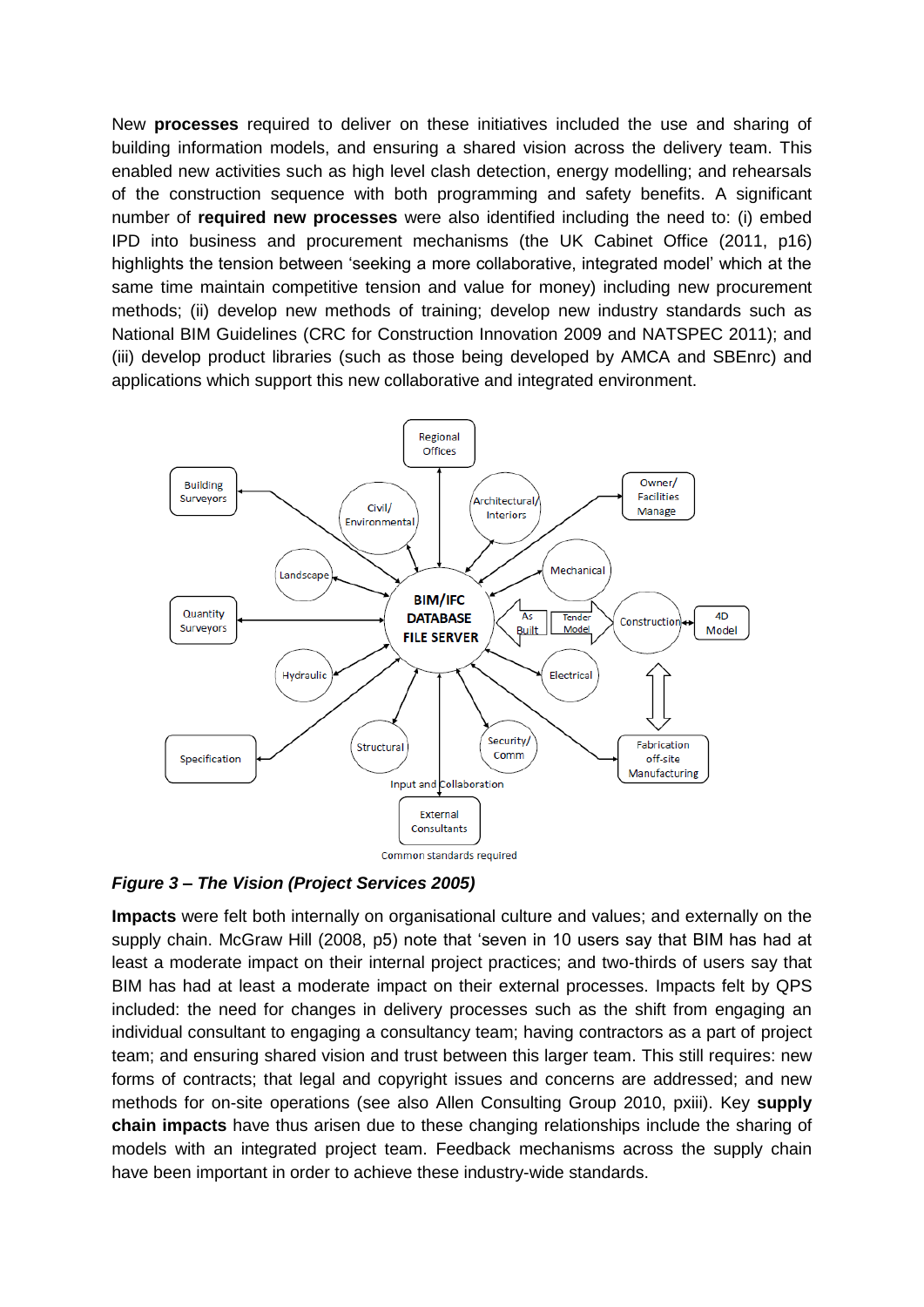New **processes** required to deliver on these initiatives included the use and sharing of building information models, and ensuring a shared vision across the delivery team. This enabled new activities such as high level clash detection, energy modelling; and rehearsals of the construction sequence with both programming and safety benefits. A significant number of **required new processes** were also identified including the need to: (i) embed IPD into business and procurement mechanisms (the UK Cabinet Office (2011, p16) highlights the tension between 'seeking a more collaborative, integrated model' which at the same time maintain competitive tension and value for money) including new procurement methods; (ii) develop new methods of training; develop new industry standards such as National BIM Guidelines (CRC for Construction Innovation 2009 and NATSPEC 2011); and (iii) develop product libraries (such as those being developed by AMCA and SBEnrc) and applications which support this new collaborative and integrated environment.

***Figure 3 – The Vision (Project Services 2005)***

**Impacts** were felt both internally on organisational culture and values; and externally on the supply chain. McGraw Hill (2008, p5) note that 'seven in 10 users say that BIM has had at least a moderate impact on their internal project practices; and two-thirds of users say that BIM has had at least a moderate impact on their external processes. Impacts felt by QPS included: the need for changes in delivery processes such as the shift from engaging an individual consultant to engaging a consultancy team; having contractors as a part of project team; and ensuring shared vision and trust between this larger team. This still requires: new forms of contracts; that legal and copyright issues and concerns are addressed; and new methods for on-site operations (see also Allen Consulting Group 2010, pxiii). Key **supply chain impacts** have thus arisen due to these changing relationships include the sharing of models with an integrated project team. Feedback mechanisms across the supply chain have been important in order to achieve these industry-wide standards.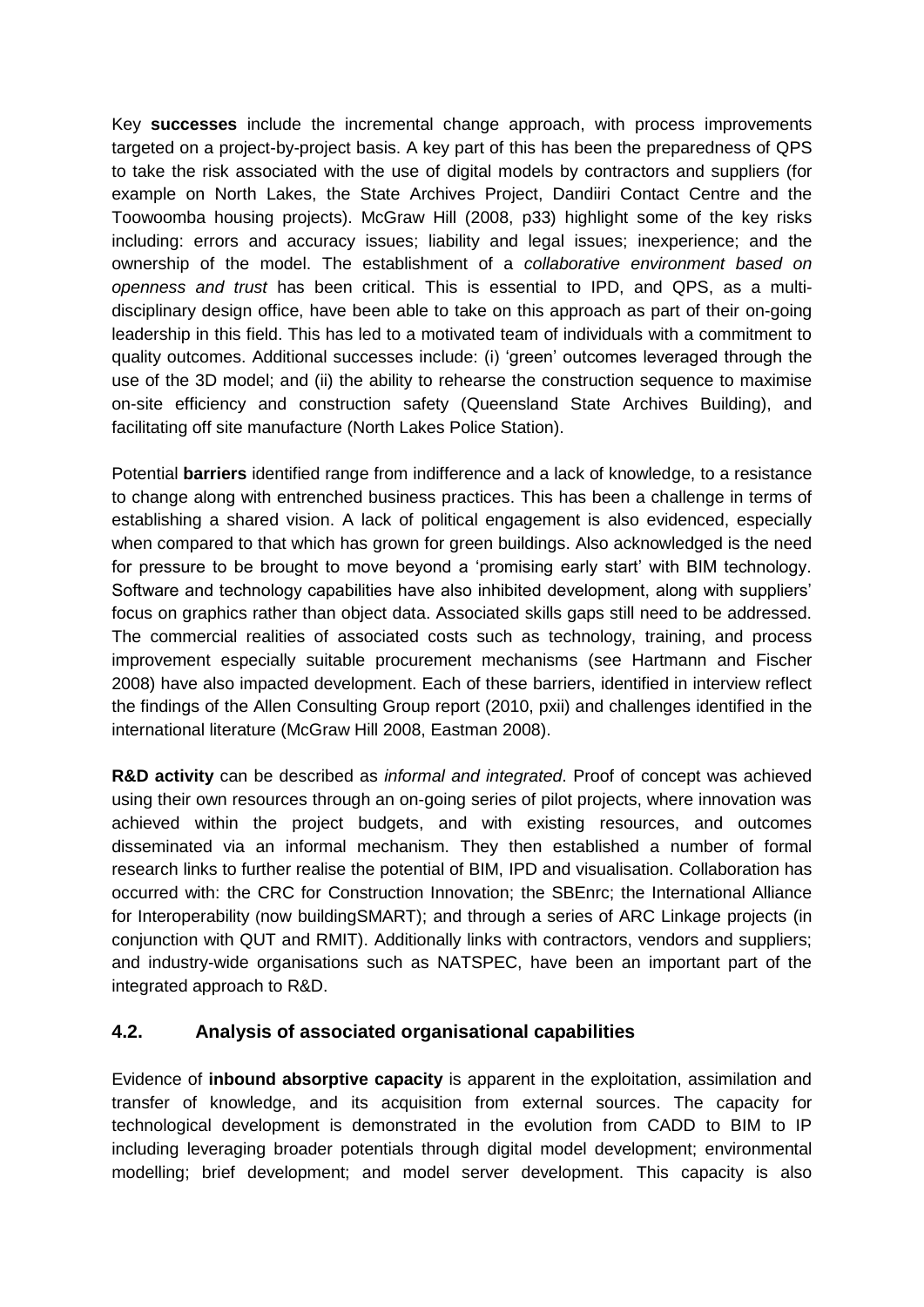Key **successes** include the incremental change approach, with process improvements targeted on a project-by-project basis. A key part of this has been the preparedness of QPS to take the risk associated with the use of digital models by contractors and suppliers (for example on North Lakes, the State Archives Project, Dandiiri Contact Centre and the Toowoomba housing projects). McGraw Hill (2008, p33) highlight some of the key risks including: errors and accuracy issues; liability and legal issues; inexperience; and the ownership of the model. The establishment of a *collaborative environment based on openness and trust* has been critical. This is essential to IPD, and QPS, as a multi-disciplinary design office, have been able to take on this approach as part of their on-going leadership in this field. This has led to a motivated team of individuals with a commitment to quality outcomes. Additional successes include: (i) 'green' outcomes leveraged through the use of the 3D model; and (ii) the ability to rehearse the construction sequence to maximise on-site efficiency and construction safety (Queensland State Archives Building), and facilitating off site manufacture (North Lakes Police Station).

Potential **barriers** identified range from indifference and a lack of knowledge, to a resistance to change along with entrenched business practices. This has been a challenge in terms of establishing a shared vision. A lack of political engagement is also evidenced, especially when compared to that which has grown for green buildings. Also acknowledged is the need for pressure to be brought to move beyond a 'promising early start' with BIM technology. Software and technology capabilities have also inhibited development, along with suppliers' focus on graphics rather than object data. Associated skills gaps still need to be addressed. The commercial realities of associated costs such as technology, training, and process improvement especially suitable procurement mechanisms (see Hartmann and Fischer 2008) have also impacted development. Each of these barriers, identified in interview reflect the findings of the Allen Consulting Group report (2010, pxii) and challenges identified in the international literature (McGraw Hill 2008, Eastman 2008).

**R&D activity** can be described as *informal and integrated*. Proof of concept was achieved using their own resources through an on-going series of pilot projects, where innovation was achieved within the project budgets, and with existing resources, and outcomes disseminated via an informal mechanism. They then established a number of formal research links to further realise the potential of BIM, IPD and visualisation. Collaboration has occurred with: the CRC for Construction Innovation; the SBEnrc; the International Alliance for Interoperability (now buildingSMART); and through a series of ARC Linkage projects (in conjunction with QUT and RMIT). Additionally links with contractors, vendors and suppliers; and industry-wide organisations such as NATSPEC, have been an important part of the integrated approach to R&D.

## 4.2. Analysis of associated organisational capabilities

Evidence of **inbound absorptive capacity** is apparent in the exploitation, assimilation and transfer of knowledge, and its acquisition from external sources. The capacity for technological development is demonstrated in the evolution from CADD to BIM to IP including leveraging broader potentials through digital model development; environmental modelling; brief development; and model server development. This capacity is also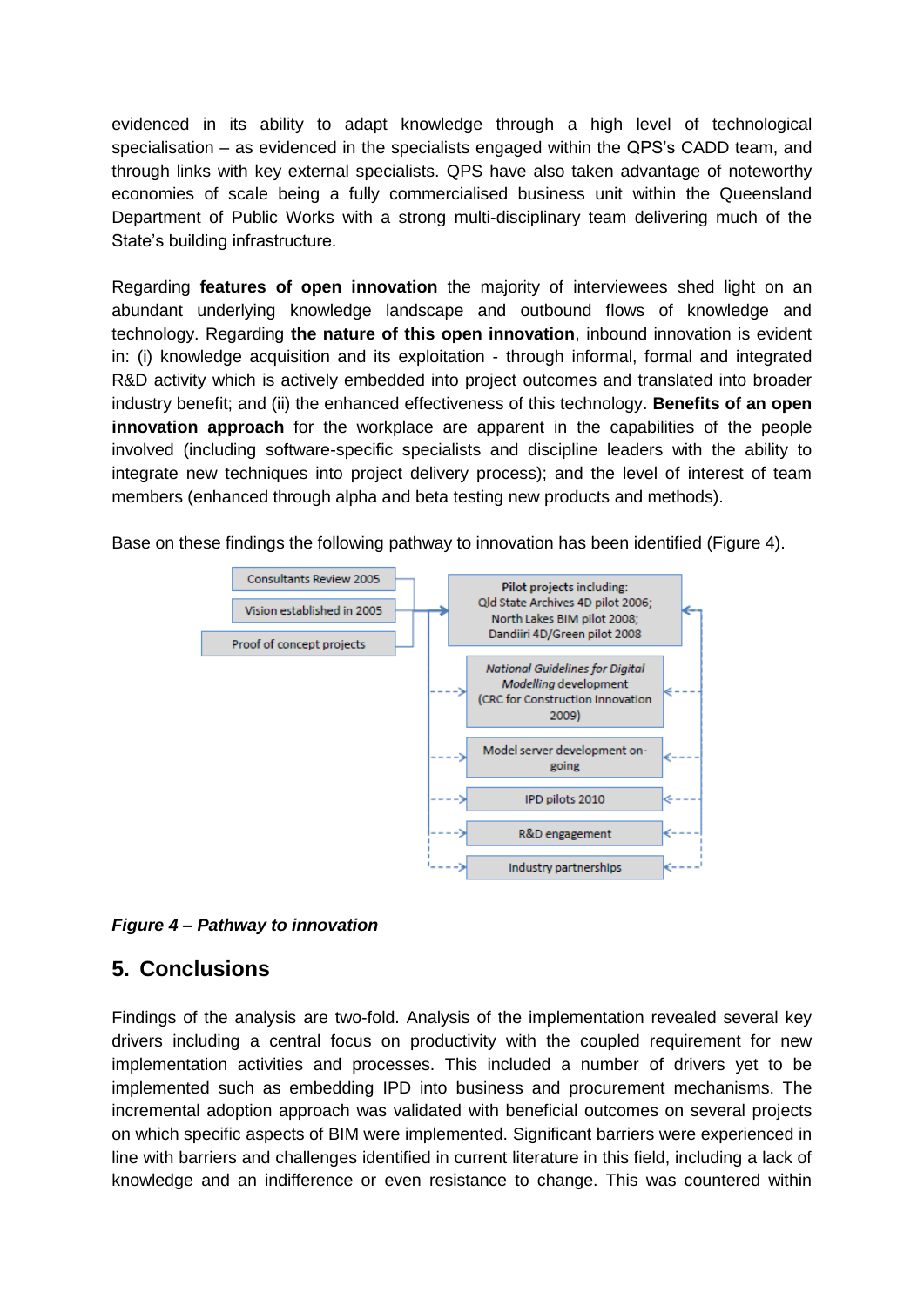evidenced in its ability to adapt knowledge through a high level of technological specialisation – as evidenced in the specialists engaged within the QPS's CADD team, and through links with key external specialists. QPS have also taken advantage of noteworthy economies of scale being a fully commercialised business unit within the Queensland Department of Public Works with a strong multi-disciplinary team delivering much of the State's building infrastructure.

Regarding **features of open innovation** the majority of interviewees shed light on an abundant underlying knowledge landscape and outbound flows of knowledge and technology. Regarding **the nature of this open innovation**, inbound innovation is evident in: (i) knowledge acquisition and its exploitation - through informal, formal and integrated R&D activity which is actively embedded into project outcomes and translated into broader industry benefit; and (ii) the enhanced effectiveness of this technology. **Benefits of an open innovation approach** for the workplace are apparent in the capabilities of the people involved (including software-specific specialists and discipline leaders with the ability to integrate new techniques into project delivery process); and the level of interest of team members (enhanced through alpha and beta testing new products and methods).

Base on these findings the following pathway to innovation has been identified (Figure 4).

Consultants Review 2005

Vision established in 2005

Proof of concept projects

**Pilot projects** including: Qld State Archives 4D pilot 2006; North Lakes BIM pilot 2008; Dandiiri 4D/Green pilot 2008

*National Guidelines for Digital Modelling* development (CRC for Construction Innovation 2009)

Model server development on-going

IPD pilots 2010

R&D engagement

Industry partnerships

***Figure 4 – Pathway to innovation***

## 5. Conclusions

Findings of the analysis are two-fold. Analysis of the implementation revealed several key drivers including a central focus on productivity with the coupled requirement for new implementation activities and processes. This included a number of drivers yet to be implemented such as embedding IPD into business and procurement mechanisms. The incremental adoption approach was validated with beneficial outcomes on several projects on which specific aspects of BIM were implemented. Significant barriers were experienced in line with barriers and challenges identified in current literature in this field, including a lack of knowledge and an indifference or even resistance to change. This was countered within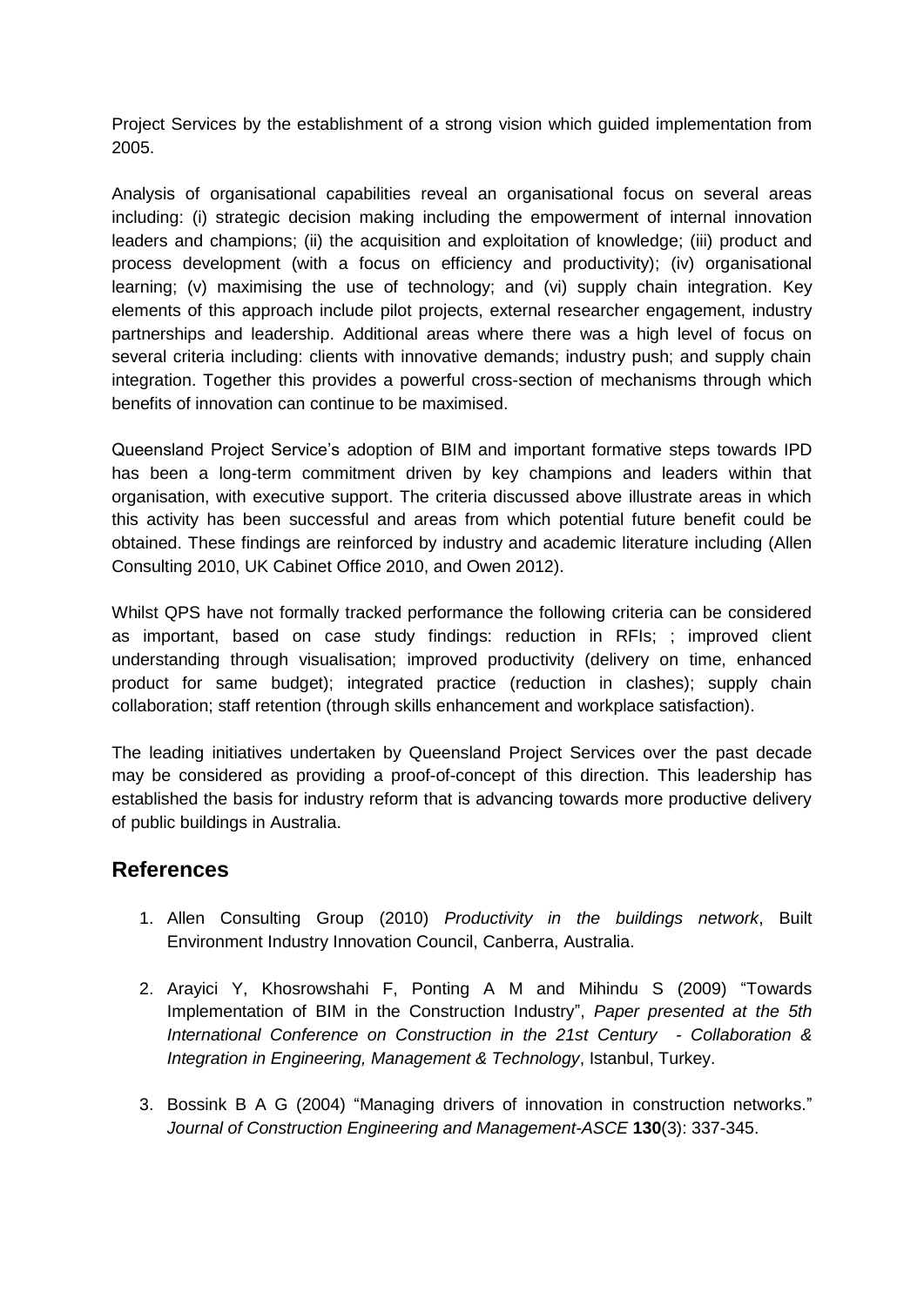Project Services by the establishment of a strong vision which guided implementation from 2005.

Analysis of organisational capabilities reveal an organisational focus on several areas including: (i) strategic decision making including the empowerment of internal innovation leaders and champions; (ii) the acquisition and exploitation of knowledge; (iii) product and process development (with a focus on efficiency and productivity); (iv) organisational learning; (v) maximising the use of technology; and (vi) supply chain integration. Key elements of this approach include pilot projects, external researcher engagement, industry partnerships and leadership. Additional areas where there was a high level of focus on several criteria including: clients with innovative demands; industry push; and supply chain integration. Together this provides a powerful cross-section of mechanisms through which benefits of innovation can continue to be maximised.

Queensland Project Service's adoption of BIM and important formative steps towards IPD has been a long-term commitment driven by key champions and leaders within that organisation, with executive support. The criteria discussed above illustrate areas in which this activity has been successful and areas from which potential future benefit could be obtained. These findings are reinforced by industry and academic literature including (Allen Consulting 2010, UK Cabinet Office 2010, and Owen 2012).

Whilst QPS have not formally tracked performance the following criteria can be considered as important, based on case study findings: reduction in RFIs; ; improved client understanding through visualisation; improved productivity (delivery on time, enhanced product for same budget); integrated practice (reduction in clashes); supply chain collaboration; staff retention (through skills enhancement and workplace satisfaction).

The leading initiatives undertaken by Queensland Project Services over the past decade may be considered as providing a proof-of-concept of this direction. This leadership has established the basis for industry reform that is advancing towards more productive delivery of public buildings in Australia.

## References

1. Allen Consulting Group (2010) *Productivity in the buildings network*, Built Environment Industry Innovation Council, Canberra, Australia.

2. Arayici Y, Khosrowshahi F, Ponting A M and Mihindu S (2009) "Towards Implementation of BIM in the Construction Industry", *Paper presented at the 5th International Conference on Construction in the 21st Century - Collaboration & Integration in Engineering, Management & Technology*, Istanbul, Turkey.

3. Bossink B A G (2004) "Managing drivers of innovation in construction networks." *Journal of Construction Engineering and Management-ASCE* **130**(3): 337-345.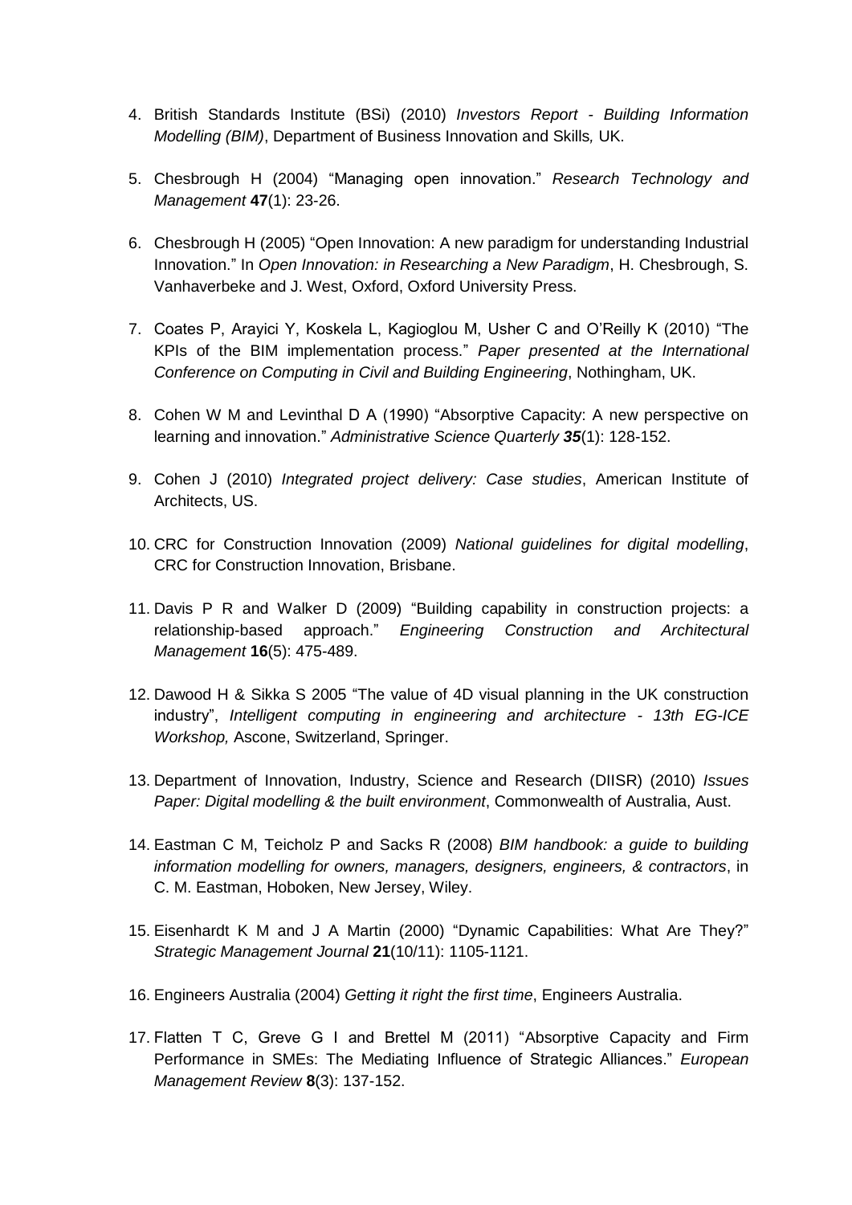4. British Standards Institute (BSi) (2010) *Investors Report - Building Information Modelling (BIM)*, Department of Business Innovation and Skills*,* UK.

5. Chesbrough H (2004) "Managing open innovation." *Research Technology and Management* **47**(1): 23-26.

6. Chesbrough H (2005) "Open Innovation: A new paradigm for understanding Industrial Innovation." In *Open Innovation: in Researching a New Paradigm*, H. Chesbrough, S. Vanhaverbeke and J. West, Oxford, Oxford University Press.

7. Coates P, Arayici Y, Koskela L, Kagioglou M, Usher C and O'Reilly K (2010) "The KPIs of the BIM implementation process." *Paper presented at the International Conference on Computing in Civil and Building Engineering*, Nothingham, UK.

8. Cohen W M and Levinthal D A (1990) "Absorptive Capacity: A new perspective on learning and innovation." *Administrative Science Quarterly* ***35***(1): 128-152.

9. Cohen J (2010) *Integrated project delivery: Case studies*, American Institute of Architects, US.

10. CRC for Construction Innovation (2009) *National guidelines for digital modelling*, CRC for Construction Innovation, Brisbane.

11. Davis P R and Walker D (2009) "Building capability in construction projects: a relationship-based approach." *Engineering Construction and Architectural Management* **16**(5): 475-489.

12. Dawood H & Sikka S 2005 "The value of 4D visual planning in the UK construction industry", *Intelligent computing in engineering and architecture - 13th EG-ICE Workshop,* Ascone, Switzerland, Springer.

13. Department of Innovation, Industry, Science and Research (DIISR) (2010) *Issues Paper: Digital modelling & the built environment*, Commonwealth of Australia, Aust.

14. Eastman C M, Teicholz P and Sacks R (2008) *BIM handbook: a guide to building information modelling for owners, managers, designers, engineers, & contractors*, in C. M. Eastman, Hoboken, New Jersey, Wiley.

15. Eisenhardt K M and J A Martin (2000) "Dynamic Capabilities: What Are They?" *Strategic Management Journal* **21**(10/11): 1105-1121.

16. Engineers Australia (2004) *Getting it right the first time*, Engineers Australia.

17. Flatten T C, Greve G I and Brettel M (2011) "Absorptive Capacity and Firm Performance in SMEs: The Mediating Influence of Strategic Alliances." *European Management Review* **8**(3): 137-152.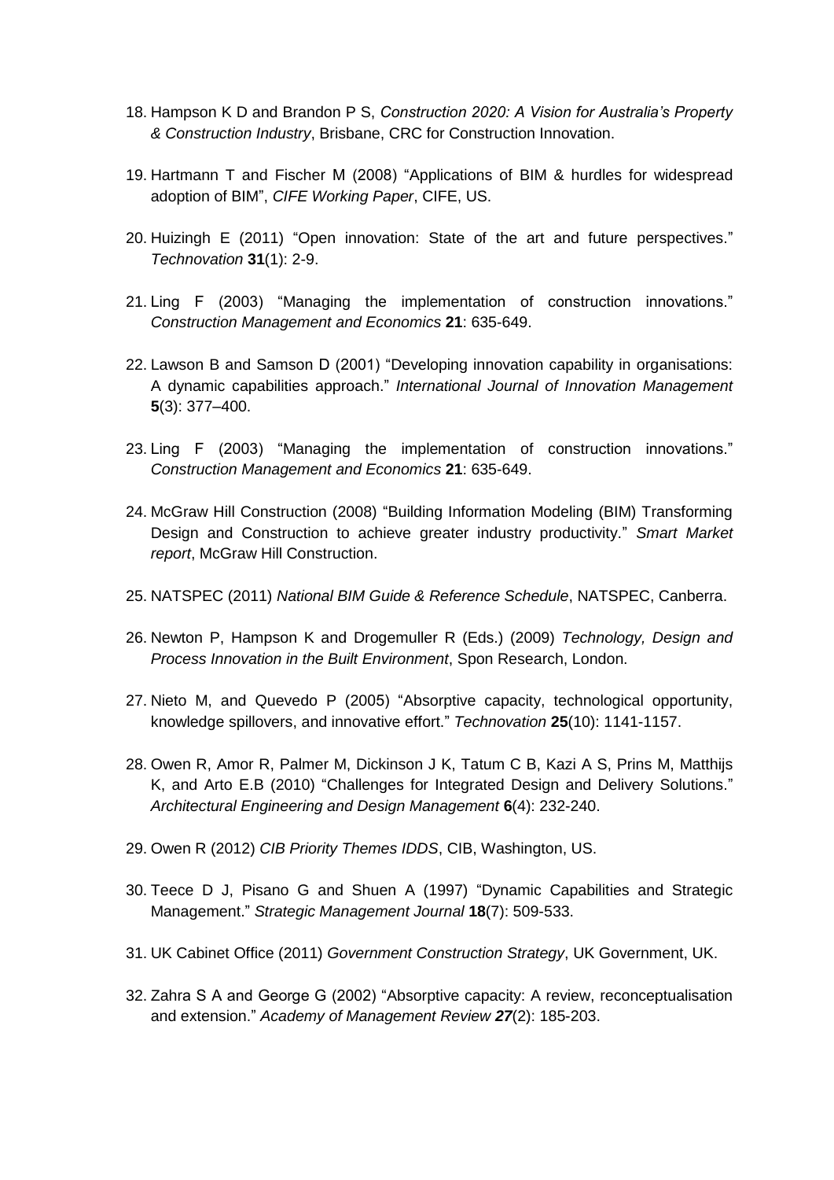18. Hampson K D and Brandon P S, *Construction 2020: A Vision for Australia's Property & Construction Industry*, Brisbane, CRC for Construction Innovation.

19. Hartmann T and Fischer M (2008) "Applications of BIM & hurdles for widespread adoption of BIM", *CIFE Working Paper*, CIFE, US.

20. Huizingh E (2011) "Open innovation: State of the art and future perspectives." *Technovation* **31**(1): 2-9.

21. Ling F (2003) "Managing the implementation of construction innovations." *Construction Management and Economics* **21**: 635-649.

22. Lawson B and Samson D (2001) "Developing innovation capability in organisations: A dynamic capabilities approach." *International Journal of Innovation Management* **5**(3): 377–400.

23. Ling F (2003) "Managing the implementation of construction innovations." *Construction Management and Economics* **21**: 635-649.

24. McGraw Hill Construction (2008) "Building Information Modeling (BIM) Transforming Design and Construction to achieve greater industry productivity." *Smart Market report*, McGraw Hill Construction.

25. NATSPEC (2011) *National BIM Guide & Reference Schedule*, NATSPEC, Canberra.

26. Newton P, Hampson K and Drogemuller R (Eds.) (2009) *Technology, Design and Process Innovation in the Built Environment*, Spon Research, London.

27. Nieto M, and Quevedo P (2005) "Absorptive capacity, technological opportunity, knowledge spillovers, and innovative effort." *Technovation* **25**(10): 1141-1157.

28. Owen R, Amor R, Palmer M, Dickinson J K, Tatum C B, Kazi A S, Prins M, Matthijs K, and Arto E.B (2010) "Challenges for Integrated Design and Delivery Solutions." *Architectural Engineering and Design Management* **6**(4): 232-240.

29. Owen R (2012) *CIB Priority Themes IDDS*, CIB, Washington, US.

30. Teece D J, Pisano G and Shuen A (1997) "Dynamic Capabilities and Strategic Management." *Strategic Management Journal* **18**(7): 509-533.

31. UK Cabinet Office (2011) *Government Construction Strategy*, UK Government, UK.

32. Zahra S A and George G (2002) "Absorptive capacity: A review, reconceptualisation and extension." *Academy of Management Review **27***(2): 185-203.